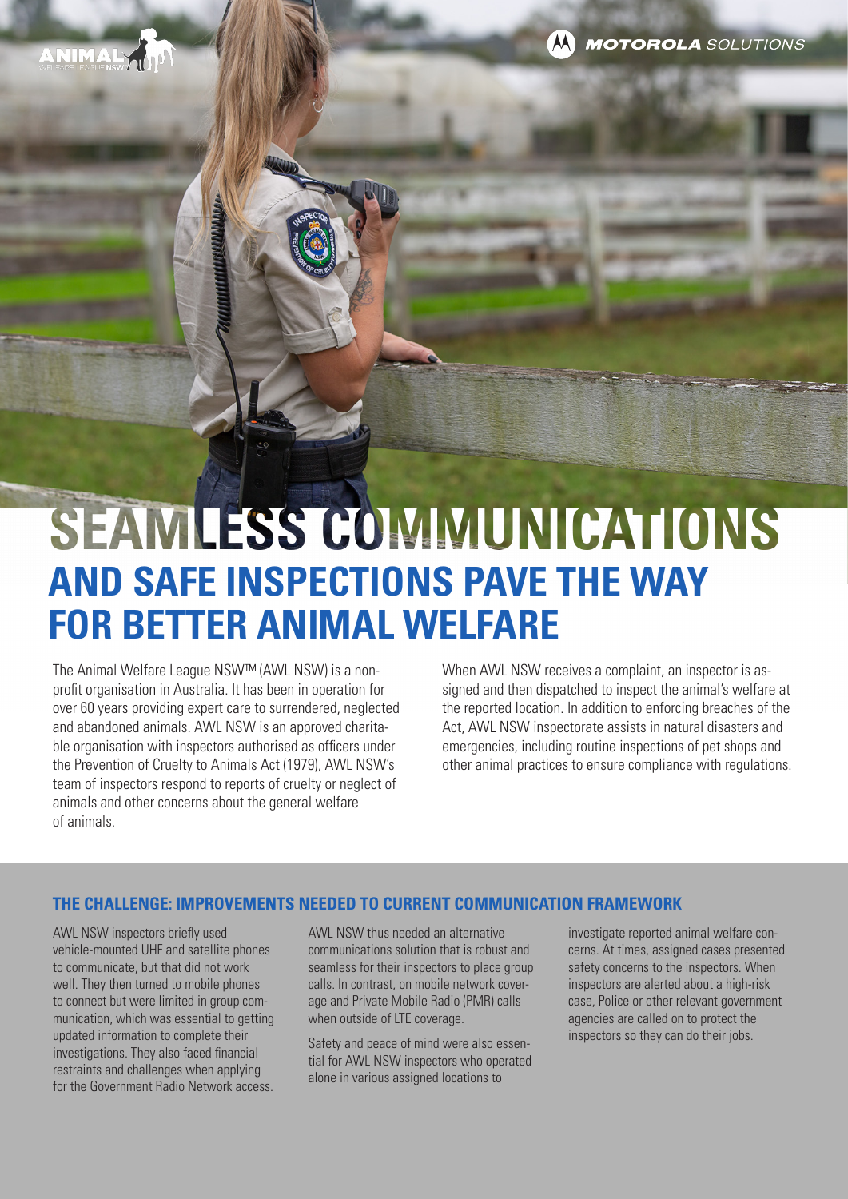# SEAMLESS COMMUNICATIONS AND SAFE INSPECTIONS PAVE THE WAY FOR BETTER ANIMAL WELFARE

The Animal Welfare League NSW™ (AWL NSW) is a non-profit organisation in Australia. It has been in operation for over 60 years providing expert care to surrendered, neglected and abandoned animals. AWL NSW is an approved charitable organisation with inspectors authorised as officers under the Prevention of Cruelty to Animals Act (1979), AWL NSW's team of inspectors respond to reports of cruelty or neglect of animals and other concerns about the general welfare of animals.

When AWL NSW receives a complaint, an inspector is assigned and then dispatched to inspect the animal's welfare at the reported location. In addition to enforcing breaches of the Act, AWL NSW inspectorate assists in natural disasters and emergencies, including routine inspections of pet shops and other animal practices to ensure compliance with regulations.

## THE CHALLENGE: IMPROVEMENTS NEEDED TO CURRENT COMMUNICATION FRAMEWORK

AWL NSW inspectors briefly used vehicle-mounted UHF and satellite phones to communicate, but that did not work well. They then turned to mobile phones to connect but were limited in group communication, which was essential to getting updated information to complete their investigations. They also faced financial restraints and challenges when applying for the Government Radio Network access.

AWL NSW thus needed an alternative communications solution that is robust and seamless for their inspectors to place group calls. In contrast, on mobile network coverage and Private Mobile Radio (PMR) calls when outside of LTE coverage.

Safety and peace of mind were also essential for AWL NSW inspectors who operated alone in various assigned locations to investigate reported animal welfare concerns. At times, assigned cases presented safety concerns to the inspectors. When inspectors are alerted about a high-risk case, Police or other relevant government agencies are called on to protect the inspectors so they can do their jobs.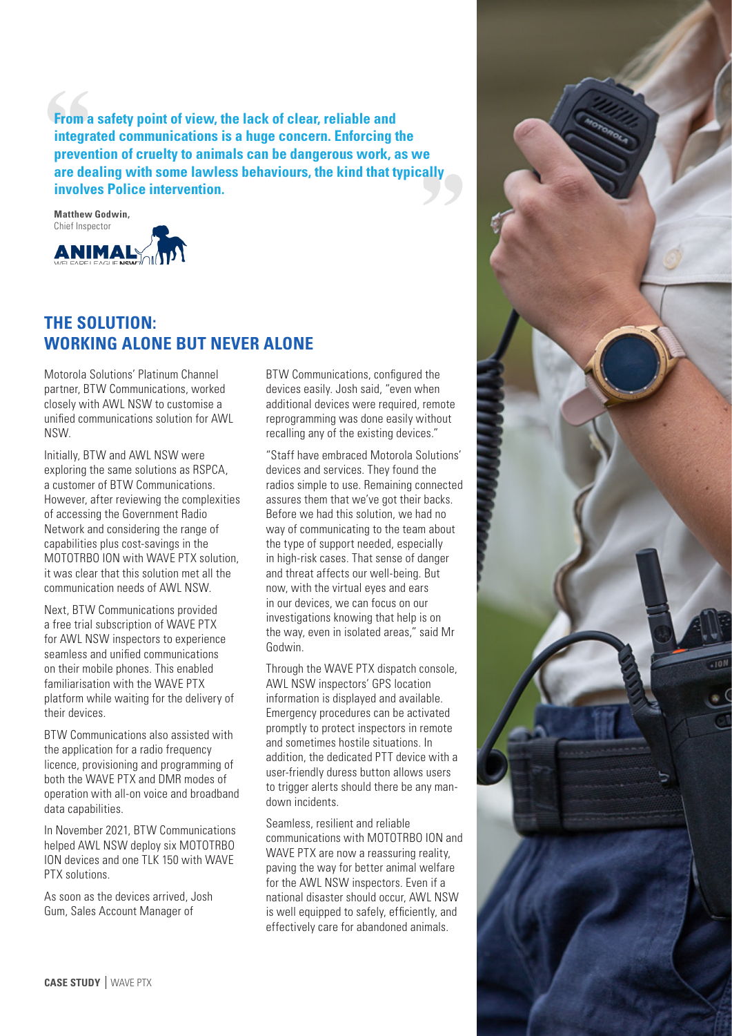> **From a safety point of view, the lack of clear, reliable and integrated communications is a huge concern. Enforcing the prevention of cruelty to animals can be dangerous work, as we are dealing with some lawless behaviours, the kind that typically involves Police intervention.**

**Matthew Godwin,**
Chief Inspector
ANIMAL WELFARE LEAGUE NSW

## THE SOLUTION: WORKING ALONE BUT NEVER ALONE

Motorola Solutions' Platinum Channel partner, BTW Communications, worked closely with AWL NSW to customise a unified communications solution for AWL NSW.

Initially, BTW and AWL NSW were exploring the same solutions as RSPCA, a customer of BTW Communications. However, after reviewing the complexities of accessing the Government Radio Network and considering the range of capabilities plus cost-savings in the MOTOTRBO ION with WAVE PTX solution, it was clear that this solution met all the communication needs of AWL NSW.

Next, BTW Communications provided a free trial subscription of WAVE PTX for AWL NSW inspectors to experience seamless and unified communications on their mobile phones. This enabled familiarisation with the WAVE PTX platform while waiting for the delivery of their devices.

BTW Communications also assisted with the application for a radio frequency licence, provisioning and programming of both the WAVE PTX and DMR modes of operation with all-on voice and broadband data capabilities.

In November 2021, BTW Communications helped AWL NSW deploy six MOTOTRBO ION devices and one TLK 150 with WAVE PTX solutions.

As soon as the devices arrived, Josh Gum, Sales Account Manager of BTW Communications, configured the devices easily. Josh said, "even when additional devices were required, remote reprogramming was done easily without recalling any of the existing devices."

"Staff have embraced Motorola Solutions' devices and services. They found the radios simple to use. Remaining connected assures them that we've got their backs. Before we had this solution, we had no way of communicating to the team about the type of support needed, especially in high-risk cases. That sense of danger and threat affects our well-being. But now, with the virtual eyes and ears in our devices, we can focus on our investigations knowing that help is on the way, even in isolated areas," said Mr Godwin.

Through the WAVE PTX dispatch console, AWL NSW inspectors' GPS location information is displayed and available. Emergency procedures can be activated promptly to protect inspectors in remote and sometimes hostile situations. In addition, the dedicated PTT device with a user-friendly duress button allows users to trigger alerts should there be any man-down incidents.

Seamless, resilient and reliable communications with MOTOTRBO ION and WAVE PTX are now a reassuring reality, paving the way for better animal welfare for the AWL NSW inspectors. Even if a national disaster should occur, AWL NSW is well equipped to safely, efficiently, and effectively care for abandoned animals.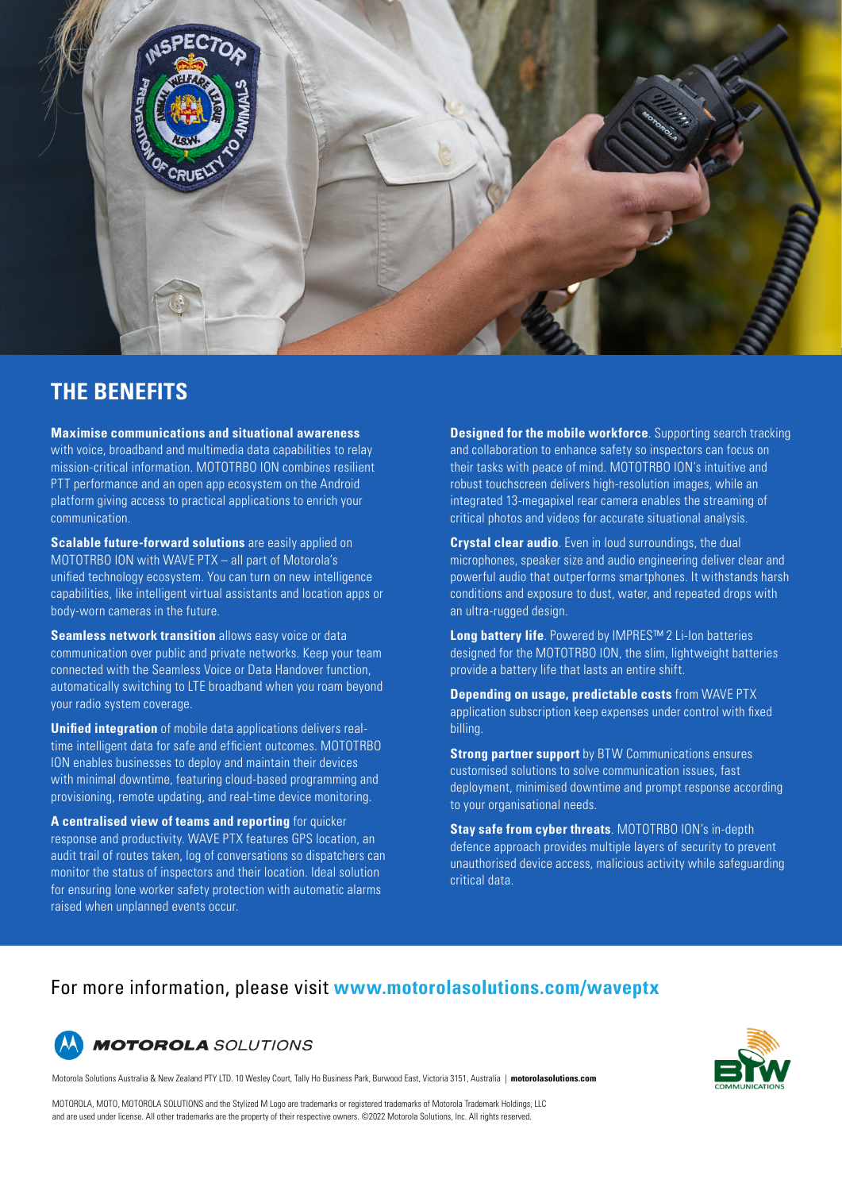## THE BENEFITS

**Maximise communications and situational awareness** with voice, broadband and multimedia data capabilities to relay mission-critical information. MOTOTRBO ION combines resilient PTT performance and an open app ecosystem on the Android platform giving access to practical applications to enrich your communication.

**Scalable future-forward solutions** are easily applied on MOTOTRBO ION with WAVE PTX – all part of Motorola's unified technology ecosystem. You can turn on new intelligence capabilities, like intelligent virtual assistants and location apps or body-worn cameras in the future.

**Seamless network transition** allows easy voice or data communication over public and private networks. Keep your team connected with the Seamless Voice or Data Handover function, automatically switching to LTE broadband when you roam beyond your radio system coverage.

**Unified integration** of mobile data applications delivers real-time intelligent data for safe and efficient outcomes. MOTOTRBO ION enables businesses to deploy and maintain their devices with minimal downtime, featuring cloud-based programming and provisioning, remote updating, and real-time device monitoring.

**A centralised view of teams and reporting** for quicker response and productivity. WAVE PTX features GPS location, an audit trail of routes taken, log of conversations so dispatchers can monitor the status of inspectors and their location. Ideal solution for ensuring lone worker safety protection with automatic alarms raised when unplanned events occur.

**Designed for the mobile workforce**. Supporting search tracking and collaboration to enhance safety so inspectors can focus on their tasks with peace of mind. MOTOTRBO ION's intuitive and robust touchscreen delivers high-resolution images, while an integrated 13-megapixel rear camera enables the streaming of critical photos and videos for accurate situational analysis.

**Crystal clear audio**. Even in loud surroundings, the dual microphones, speaker size and audio engineering deliver clear and powerful audio that outperforms smartphones. It withstands harsh conditions and exposure to dust, water, and repeated drops with an ultra-rugged design.

**Long battery life**. Powered by IMPRES™ 2 Li-Ion batteries designed for the MOTOTRBO ION, the slim, lightweight batteries provide a battery life that lasts an entire shift.

**Depending on usage, predictable costs** from WAVE PTX application subscription keep expenses under control with fixed billing.

**Strong partner support** by BTW Communications ensures customised solutions to solve communication issues, fast deployment, minimised downtime and prompt response according to your organisational needs.

**Stay safe from cyber threats**. MOTOTRBO ION's in-depth defence approach provides multiple layers of security to prevent unauthorised device access, malicious activity while safeguarding critical data.

For more information, please visit **www.motorolasolutions.com/waveptx**

MOTOROLA SOLUTIONS

BTW COMMUNICATIONS

Motorola Solutions Australia & New Zealand PTY LTD. 10 Wesley Court, Tally Ho Business Park, Burwood East, Victoria 3151, Australia | **motorolasolutions.com**

MOTOROLA, MOTO, MOTOROLA SOLUTIONS and the Stylized M Logo are trademarks or registered trademarks of Motorola Trademark Holdings, LLC and are used under license. All other trademarks are the property of their respective owners. ©2022 Motorola Solutions, Inc. All rights reserved.